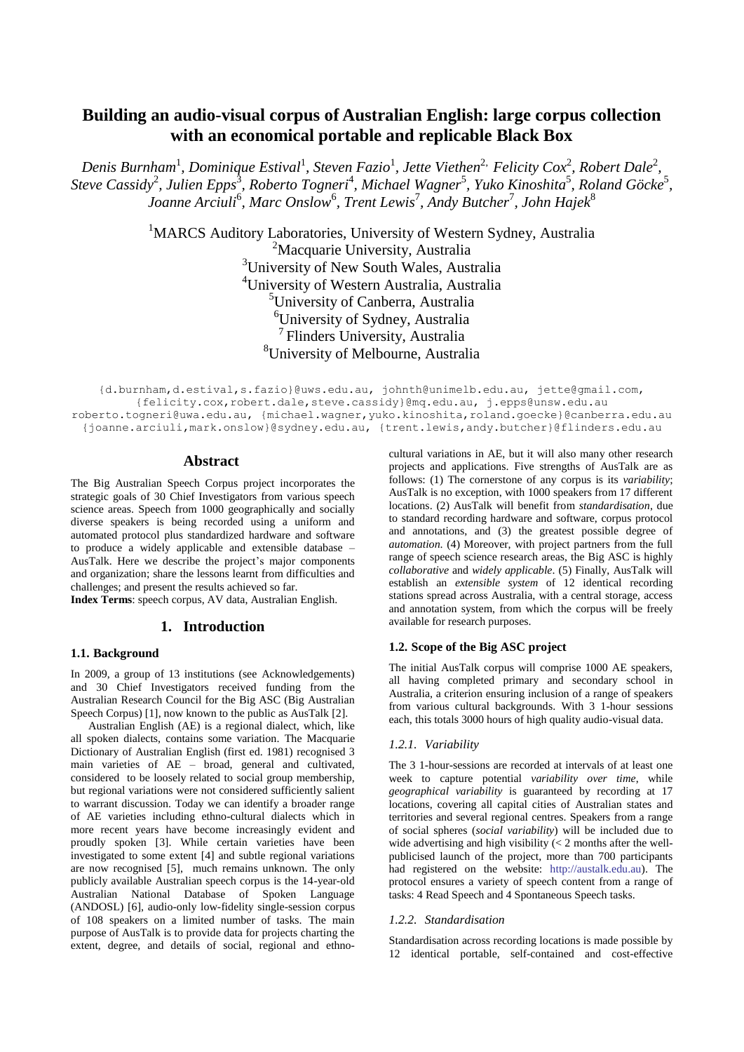# Building an audio-visual corpus of Australian English: large corpus collection with an economical portable and replicable Black Box

*Denis Burnham*[1], *Dominique Estival*[1], *Steven Fazio*[1], *Jette Viethen*[2], *Felicity Cox*[2], *Robert Dale*[2], *Steve Cassidy*[2], *Julien Epps*[3], *Roberto Togneri*[4], *Michael Wagner*[5], *Yuko Kinoshita*[5], *Roland Göcke*[5], *Joanne Arciuli*[6], *Marc Onslow*[6], *Trent Lewis*[7], *Andy Butcher*[7], *John Hajek*[8]

[1]MARCS Auditory Laboratories, University of Western Sydney, Australia
[2]Macquarie University, Australia
[3]University of New South Wales, Australia
[4]University of Western Australia, Australia
[5]University of Canberra, Australia
[6]University of Sydney, Australia
[7]Flinders University, Australia
[8]University of Melbourne, Australia

{d.burnham,d.estival,s.fazio}@uws.edu.au, johnth@unimelb.edu.au, jette@gmail.com, {felicity.cox,robert.dale,steve.cassidy}@mq.edu.au, j.epps@unsw.edu.au roberto.togneri@uwa.edu.au, {michael.wagner,yuko.kinoshita,roland.goecke}@canberra.edu.au {joanne.arciuli,mark.onslow}@sydney.edu.au, {trent.lewis,andy.butcher}@flinders.edu.au

## Abstract

The Big Australian Speech Corpus project incorporates the strategic goals of 30 Chief Investigators from various speech science areas. Speech from 1000 geographically and socially diverse speakers is being recorded using a uniform and automated protocol plus standardized hardware and software to produce a widely applicable and extensible database – AusTalk. Here we describe the project's major components and organization; share the lessons learnt from difficulties and challenges; and present the results achieved so far.

**Index Terms**: speech corpus, AV data, Australian English.

## 1. Introduction

### 1.1. Background

In 2009, a group of 13 institutions (see Acknowledgements) and 30 Chief Investigators received funding from the Australian Research Council for the Big ASC (Big Australian Speech Corpus) [1], now known to the public as AusTalk [2].

Australian English (AE) is a regional dialect, which, like all spoken dialects, contains some variation. The Macquarie Dictionary of Australian English (first ed. 1981) recognised 3 main varieties of AE – broad, general and cultivated, considered to be loosely related to social group membership, but regional variations were not considered sufficiently salient to warrant discussion. Today we can identify a broader range of AE varieties including ethno-cultural dialects which in more recent years have become increasingly evident and proudly spoken [3]. While certain varieties have been investigated to some extent [4] and subtle regional variations are now recognised [5], much remains unknown. The only publicly available Australian speech corpus is the 14-year-old Australian National Database of Spoken Language (ANDOSL) [6], audio-only low-fidelity single-session corpus of 108 speakers on a limited number of tasks. The main purpose of AusTalk is to provide data for projects charting the extent, degree, and details of social, regional and ethno-cultural variations in AE, but it will also many other research projects and applications. Five strengths of AusTalk are as follows: (1) The cornerstone of any corpus is its *variability*; AusTalk is no exception, with 1000 speakers from 17 different locations. (2) AusTalk will benefit from *standardisation*, due to standard recording hardware and software, corpus protocol and annotations, and (3) the greatest possible degree of *automation*. (4) Moreover, with project partners from the full range of speech science research areas, the Big ASC is highly *collaborative* and *widely applicable*. (5) Finally, AusTalk will establish an *extensible system* of 12 identical recording stations spread across Australia, with a central storage, access and annotation system, from which the corpus will be freely available for research purposes.

### 1.2. Scope of the Big ASC project

The initial AusTalk corpus will comprise 1000 AE speakers, all having completed primary and secondary school in Australia, a criterion ensuring inclusion of a range of speakers from various cultural backgrounds. With 3 1-hour sessions each, this totals 3000 hours of high quality audio-visual data.

#### *1.2.1. Variability*

The 3 1-hour-sessions are recorded at intervals of at least one week to capture potential *variability over time*, while *geographical variability* is guaranteed by recording at 17 locations, covering all capital cities of Australian states and territories and several regional centres. Speakers from a range of social spheres (*social variability*) will be included due to wide advertising and high visibility (< 2 months after the well-publicised launch of the project, more than 700 participants had registered on the website: http://austalk.edu.au). The protocol ensures a variety of speech content from a range of tasks: 4 Read Speech and 4 Spontaneous Speech tasks.

#### *1.2.2. Standardisation*

Standardisation across recording locations is made possible by 12 identical portable, self-contained and cost-effective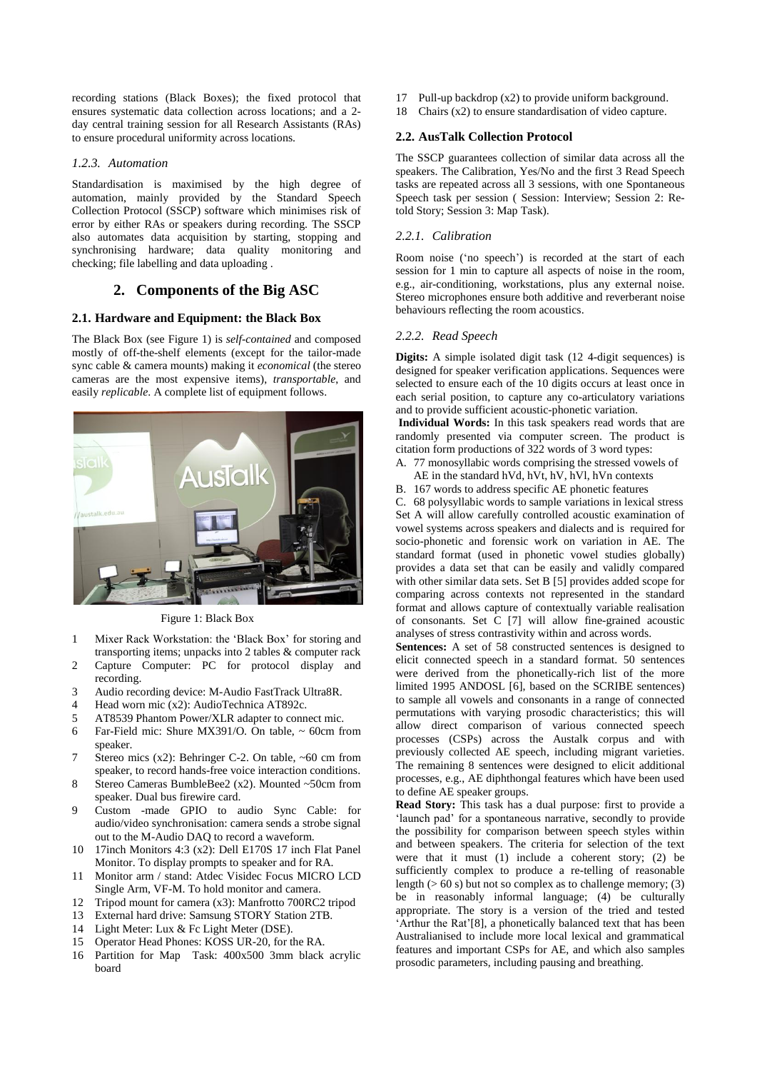recording stations (Black Boxes); the fixed protocol that ensures systematic data collection across locations; and a 2-day central training session for all Research Assistants (RAs) to ensure procedural uniformity across locations.

### *1.2.3. Automation*

Standardisation is maximised by the high degree of automation, mainly provided by the Standard Speech Collection Protocol (SSCP) software which minimises risk of error by either RAs or speakers during recording. The SSCP also automates data acquisition by starting, stopping and synchronising hardware; data quality monitoring and checking; file labelling and data uploading .

## 2. Components of the Big ASC

### 2.1. Hardware and Equipment: the Black Box

The Black Box (see Figure 1) is *self-contained* and composed mostly of off-the-shelf elements (except for the tailor-made sync cable & camera mounts) making it *economical* (the stereo cameras are the most expensive items), *transportable*, and easily *replicable*. A complete list of equipment follows.

Figure 1: Black Box

1 Mixer Rack Workstation: the 'Black Box' for storing and transporting items; unpacks into 2 tables & computer rack
2 Capture Computer: PC for protocol display and recording.
3 Audio recording device: M-Audio FastTrack Ultra8R.
4 Head worn mic (x2): AudioTechnica AT892c.
5 AT8539 Phantom Power/XLR adapter to connect mic.
6 Far-Field mic: Shure MX391/O. On table, ~ 60cm from speaker.
7 Stereo mics (x2): Behringer C-2. On table, ~60 cm from speaker, to record hands-free voice interaction conditions.
8 Stereo Cameras BumbleBee2 (x2). Mounted ~50cm from speaker. Dual bus firewire card.
9 Custom -made GPIO to audio Sync Cable: for audio/video synchronisation: camera sends a strobe signal out to the M-Audio DAQ to record a waveform.
10 17inch Monitors 4:3 (x2): Dell E170S 17 inch Flat Panel Monitor. To display prompts to speaker and for RA.
11 Monitor arm / stand: Atdec Visidec Focus MICRO LCD Single Arm, VF-M. To hold monitor and camera.
12 Tripod mount for camera (x3): Manfrotto 700RC2 tripod
13 External hard drive: Samsung STORY Station 2TB.
14 Light Meter: Lux & Fc Light Meter (DSE).
15 Operator Head Phones: KOSS UR-20, for the RA.
16 Partition for Map Task: 400x500 3mm black acrylic board
17 Pull-up backdrop (x2) to provide uniform background.
18 Chairs (x2) to ensure standardisation of video capture.

### 2.2. AusTalk Collection Protocol

The SSCP guarantees collection of similar data across all the speakers. The Calibration, Yes/No and the first 3 Read Speech tasks are repeated across all 3 sessions, with one Spontaneous Speech task per session ( Session: Interview; Session 2: Re-told Story; Session 3: Map Task).

### *2.2.1. Calibration*

Room noise ('no speech') is recorded at the start of each session for 1 min to capture all aspects of noise in the room, e.g., air-conditioning, workstations, plus any external noise. Stereo microphones ensure both additive and reverberant noise behaviours reflecting the room acoustics.

### *2.2.2. Read Speech*

**Digits:** A simple isolated digit task (12 4-digit sequences) is designed for speaker verification applications. Sequences were selected to ensure each of the 10 digits occurs at least once in each serial position, to capture any co-articulatory variations and to provide sufficient acoustic-phonetic variation.

**Individual Words:** In this task speakers read words that are randomly presented via computer screen. The product is citation form productions of 322 words of 3 word types:

A. 77 monosyllabic words comprising the stressed vowels of AE in the standard hVd, hVt, hV, hVl, hVn contexts
B. 167 words to address specific AE phonetic features
C. 68 polysyllabic words to sample variations in lexical stress

Set A will allow carefully controlled acoustic examination of vowel systems across speakers and dialects and is required for socio-phonetic and forensic work on variation in AE. The standard format (used in phonetic vowel studies globally) provides a data set that can be easily and validly compared with other similar data sets. Set B [5] provides added scope for comparing across contexts not represented in the standard format and allows capture of contextually variable realisation of consonants. Set C [7] will allow fine-grained acoustic analyses of stress contrastivity within and across words.

**Sentences:** A set of 58 constructed sentences is designed to elicit connected speech in a standard format. 50 sentences were derived from the phonetically-rich list of the more limited 1995 ANDOSL [6], based on the SCRIBE sentences) to sample all vowels and consonants in a range of connected permutations with varying prosodic characteristics; this will allow direct comparison of various connected speech processes (CSPs) across the Austalk corpus and with previously collected AE speech, including migrant varieties. The remaining 8 sentences were designed to elicit additional processes, e.g., AE diphthongal features which have been used to define AE speaker groups.

**Read Story:** This task has a dual purpose: first to provide a 'launch pad' for a spontaneous narrative, secondly to provide the possibility for comparison between speech styles within and between speakers. The criteria for selection of the text were that it must (1) include a coherent story; (2) be sufficiently complex to produce a re-telling of reasonable length (> 60 s) but not so complex as to challenge memory; (3) be in reasonably informal language; (4) be culturally appropriate. The story is a version of the tried and tested 'Arthur the Rat'[8], a phonetically balanced text that has been Australianised to include more local lexical and grammatical features and important CSPs for AE, and which also samples prosodic parameters, including pausing and breathing.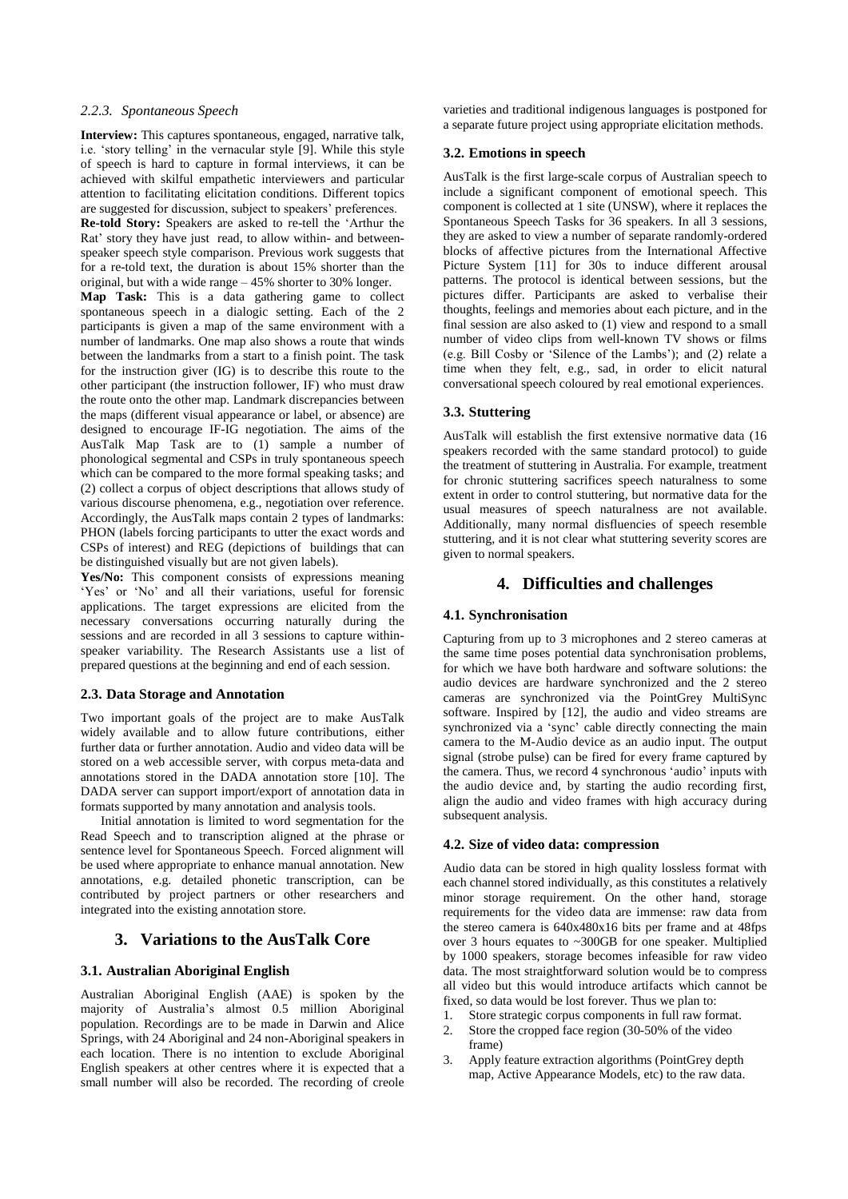#### *2.2.3. Spontaneous Speech*

**Interview:** This captures spontaneous, engaged, narrative talk, i.e. 'story telling' in the vernacular style [9]. While this style of speech is hard to capture in formal interviews, it can be achieved with skilful empathetic interviewers and particular attention to facilitating elicitation conditions. Different topics are suggested for discussion, subject to speakers' preferences.

**Re-told Story:** Speakers are asked to re-tell the 'Arthur the Rat' story they have just read, to allow within- and between-speaker speech style comparison. Previous work suggests that for a re-told text, the duration is about 15% shorter than the original, but with a wide range – 45% shorter to 30% longer.

**Map Task:** This is a data gathering game to collect spontaneous speech in a dialogic setting. Each of the 2 participants is given a map of the same environment with a number of landmarks. One map also shows a route that winds between the landmarks from a start to a finish point. The task for the instruction giver (IG) is to describe this route to the other participant (the instruction follower, IF) who must draw the route onto the other map. Landmark discrepancies between the maps (different visual appearance or label, or absence) are designed to encourage IF-IG negotiation. The aims of the AusTalk Map Task are to (1) sample a number of phonological segmental and CSPs in truly spontaneous speech which can be compared to the more formal speaking tasks; and (2) collect a corpus of object descriptions that allows study of various discourse phenomena, e.g., negotiation over reference. Accordingly, the AusTalk maps contain 2 types of landmarks: PHON (labels forcing participants to utter the exact words and CSPs of interest) and REG (depictions of buildings that can be distinguished visually but are not given labels).

**Yes/No:** This component consists of expressions meaning 'Yes' or 'No' and all their variations, useful for forensic applications. The target expressions are elicited from the necessary conversations occurring naturally during the sessions and are recorded in all 3 sessions to capture within-speaker variability. The Research Assistants use a list of prepared questions at the beginning and end of each session.

### 2.3. Data Storage and Annotation

Two important goals of the project are to make AusTalk widely available and to allow future contributions, either further data or further annotation. Audio and video data will be stored on a web accessible server, with corpus meta-data and annotations stored in the DADA annotation store [10]. The DADA server can support import/export of annotation data in formats supported by many annotation and analysis tools.

Initial annotation is limited to word segmentation for the Read Speech and to transcription aligned at the phrase or sentence level for Spontaneous Speech. Forced alignment will be used where appropriate to enhance manual annotation. New annotations, e.g. detailed phonetic transcription, can be contributed by project partners or other researchers and integrated into the existing annotation store.

## 3. Variations to the AusTalk Core

### 3.1. Australian Aboriginal English

Australian Aboriginal English (AAE) is spoken by the majority of Australia's almost 0.5 million Aboriginal population. Recordings are to be made in Darwin and Alice Springs, with 24 Aboriginal and 24 non-Aboriginal speakers in each location. There is no intention to exclude Aboriginal English speakers at other centres where it is expected that a small number will also be recorded. The recording of creole varieties and traditional indigenous languages is postponed for a separate future project using appropriate elicitation methods.

### 3.2. Emotions in speech

AusTalk is the first large-scale corpus of Australian speech to include a significant component of emotional speech. This component is collected at 1 site (UNSW), where it replaces the Spontaneous Speech Tasks for 36 speakers. In all 3 sessions, they are asked to view a number of separate randomly-ordered blocks of affective pictures from the International Affective Picture System [11] for 30s to induce different arousal patterns. The protocol is identical between sessions, but the pictures differ. Participants are asked to verbalise their thoughts, feelings and memories about each picture, and in the final session are also asked to (1) view and respond to a small number of video clips from well-known TV shows or films (e.g. Bill Cosby or 'Silence of the Lambs'); and (2) relate a time when they felt, e.g., sad, in order to elicit natural conversational speech coloured by real emotional experiences.

### 3.3. Stuttering

AusTalk will establish the first extensive normative data (16 speakers recorded with the same standard protocol) to guide the treatment of stuttering in Australia. For example, treatment for chronic stuttering sacrifices speech naturalness to some extent in order to control stuttering, but normative data for the usual measures of speech naturalness are not available. Additionally, many normal disfluencies of speech resemble stuttering, and it is not clear what stuttering severity scores are given to normal speakers.

## 4. Difficulties and challenges

### 4.1. Synchronisation

Capturing from up to 3 microphones and 2 stereo cameras at the same time poses potential data synchronisation problems, for which we have both hardware and software solutions: the audio devices are hardware synchronized and the 2 stereo cameras are synchronized via the PointGrey MultiSync software. Inspired by [12], the audio and video streams are synchronized via a 'sync' cable directly connecting the main camera to the M-Audio device as an audio input. The output signal (strobe pulse) can be fired for every frame captured by the camera. Thus, we record 4 synchronous 'audio' inputs with the audio device and, by starting the audio recording first, align the audio and video frames with high accuracy during subsequent analysis.

### 4.2. Size of video data: compression

Audio data can be stored in high quality lossless format with each channel stored individually, as this constitutes a relatively minor storage requirement. On the other hand, storage requirements for the video data are immense: raw data from the stereo camera is 640x480x16 bits per frame and at 48fps over 3 hours equates to ~300GB for one speaker. Multiplied by 1000 speakers, storage becomes infeasible for raw video data. The most straightforward solution would be to compress all video but this would introduce artifacts which cannot be fixed, so data would be lost forever. Thus we plan to:

1. Store strategic corpus components in full raw format.
2. Store the cropped face region (30-50% of the video frame)
3. Apply feature extraction algorithms (PointGrey depth map, Active Appearance Models, etc) to the raw data.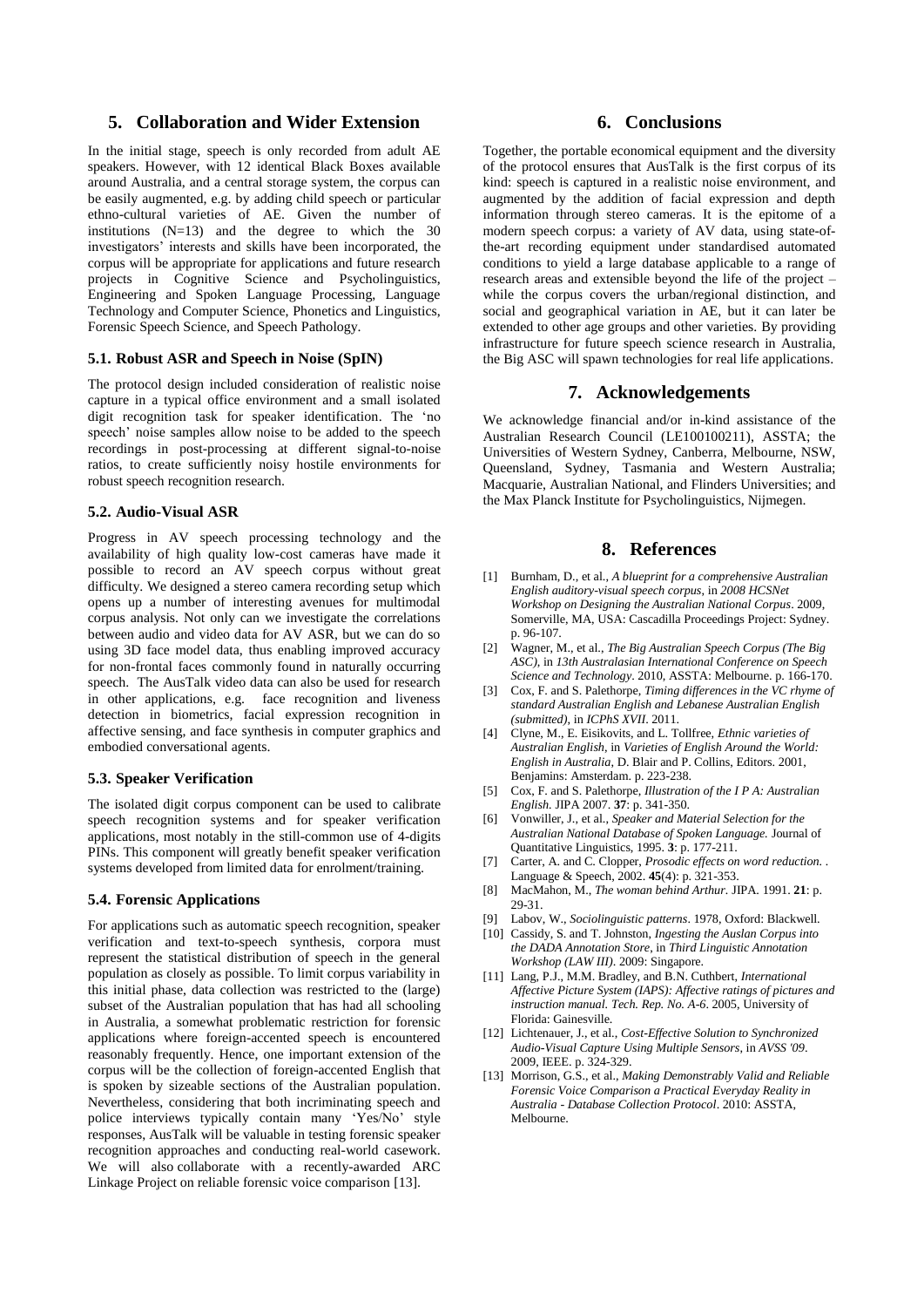## 5. Collaboration and Wider Extension

In the initial stage, speech is only recorded from adult AE speakers. However, with 12 identical Black Boxes available around Australia, and a central storage system, the corpus can be easily augmented, e.g. by adding child speech or particular ethno-cultural varieties of AE. Given the number of institutions (N=13) and the degree to which the 30 investigators' interests and skills have been incorporated, the corpus will be appropriate for applications and future research projects in Cognitive Science and Psycholinguistics, Engineering and Spoken Language Processing, Language Technology and Computer Science, Phonetics and Linguistics, Forensic Speech Science, and Speech Pathology.

### 5.1. Robust ASR and Speech in Noise (SpIN)

The protocol design included consideration of realistic noise capture in a typical office environment and a small isolated digit recognition task for speaker identification. The 'no speech' noise samples allow noise to be added to the speech recordings in post-processing at different signal-to-noise ratios, to create sufficiently noisy hostile environments for robust speech recognition research.

### 5.2. Audio-Visual ASR

Progress in AV speech processing technology and the availability of high quality low-cost cameras have made it possible to record an AV speech corpus without great difficulty. We designed a stereo camera recording setup which opens up a number of interesting avenues for multimodal corpus analysis. Not only can we investigate the correlations between audio and video data for AV ASR, but we can do so using 3D face model data, thus enabling improved accuracy for non-frontal faces commonly found in naturally occurring speech. The AusTalk video data can also be used for research in other applications, e.g. face recognition and liveness detection in biometrics, facial expression recognition in affective sensing, and face synthesis in computer graphics and embodied conversational agents.

### 5.3. Speaker Verification

The isolated digit corpus component can be used to calibrate speech recognition systems and for speaker verification applications, most notably in the still-common use of 4-digits PINs. This component will greatly benefit speaker verification systems developed from limited data for enrolment/training.

### 5.4. Forensic Applications

For applications such as automatic speech recognition, speaker verification and text-to-speech synthesis, corpora must represent the statistical distribution of speech in the general population as closely as possible. To limit corpus variability in this initial phase, data collection was restricted to the (large) subset of the Australian population that has had all schooling in Australia, a somewhat problematic restriction for forensic applications where foreign-accented speech is encountered reasonably frequently. Hence, one important extension of the corpus will be the collection of foreign-accented English that is spoken by sizeable sections of the Australian population. Nevertheless, considering that both incriminating speech and police interviews typically contain many 'Yes/No' style responses, AusTalk will be valuable in testing forensic speaker recognition approaches and conducting real-world casework. We will also collaborate with a recently-awarded ARC Linkage Project on reliable forensic voice comparison [13].

## 6. Conclusions

Together, the portable economical equipment and the diversity of the protocol ensures that AusTalk is the first corpus of its kind: speech is captured in a realistic noise environment, and augmented by the addition of facial expression and depth information through stereo cameras. It is the epitome of a modern speech corpus: a variety of AV data, using state-of-the-art recording equipment under standardised automated conditions to yield a large database applicable to a range of research areas and extensible beyond the life of the project – while the corpus covers the urban/regional distinction, and social and geographical variation in AE, but it can later be extended to other age groups and other varieties. By providing infrastructure for future speech science research in Australia, the Big ASC will spawn technologies for real life applications.

## 7. Acknowledgements

We acknowledge financial and/or in-kind assistance of the Australian Research Council (LE100100211), ASSTA; the Universities of Western Sydney, Canberra, Melbourne, NSW, Queensland, Sydney, Tasmania and Western Australia; Macquarie, Australian National, and Flinders Universities; and the Max Planck Institute for Psycholinguistics, Nijmegen.

## 8. References

[1] Burnham, D., et al., *A blueprint for a comprehensive Australian English auditory-visual speech corpus*, in *2008 HCSNet Workshop on Designing the Australian National Corpus*. 2009, Somerville, MA, USA: Cascadilla Proceedings Project: Sydney. p. 96-107.

[2] Wagner, M., et al., *The Big Australian Speech Corpus (The Big ASC)*, in *13th Australasian International Conference on Speech Science and Technology*. 2010, ASSTA: Melbourne. p. 166-170.

[3] Cox, F. and S. Palethorpe, *Timing differences in the VC rhyme of standard Australian English and Lebanese Australian English (submitted)*, in *ICPhS XVII*. 2011.

[4] Clyne, M., E. Eisikovits, and L. Tollfree, *Ethnic varieties of Australian English*, in *Varieties of English Around the World: English in Australia*, D. Blair and P. Collins, Editors. 2001, Benjamins: Amsterdam. p. 223-238.

[5] Cox, F. and S. Palethorpe, *Illustration of the I P A: Australian English.* JIPA 2007. **37**: p. 341-350.

[6] Vonwiller, J., et al., *Speaker and Material Selection for the Australian National Database of Spoken Language.* Journal of Quantitative Linguistics, 1995. **3**: p. 177-211.

[7] Carter, A. and C. Clopper, *Prosodic effects on word reduction.* . Language & Speech, 2002. **45**(4): p. 321-353.

[8] MacMahon, M., *The woman behind Arthur*. JIPA. 1991. **21**: p. 29-31.

[9] Labov, W., *Sociolinguistic patterns*. 1978, Oxford: Blackwell.

[10] Cassidy, S. and T. Johnston, *Ingesting the Auslan Corpus into the DADA Annotation Store*, in *Third Linguistic Annotation Workshop (LAW III)*. 2009: Singapore.

[11] Lang, P.J., M.M. Bradley, and B.N. Cuthbert, *International Affective Picture System (IAPS): Affective ratings of pictures and instruction manual. Tech. Rep. No. A-6*. 2005, University of Florida: Gainesville.

[12] Lichtenauer, J., et al., *Cost-Effective Solution to Synchronized Audio-Visual Capture Using Multiple Sensors*, in *AVSS '09*. 2009, IEEE. p. 324-329.

[13] Morrison, G.S., et al., *Making Demonstrably Valid and Reliable Forensic Voice Comparison a Practical Everyday Reality in Australia - Database Collection Protocol*. 2010: ASSTA, Melbourne.